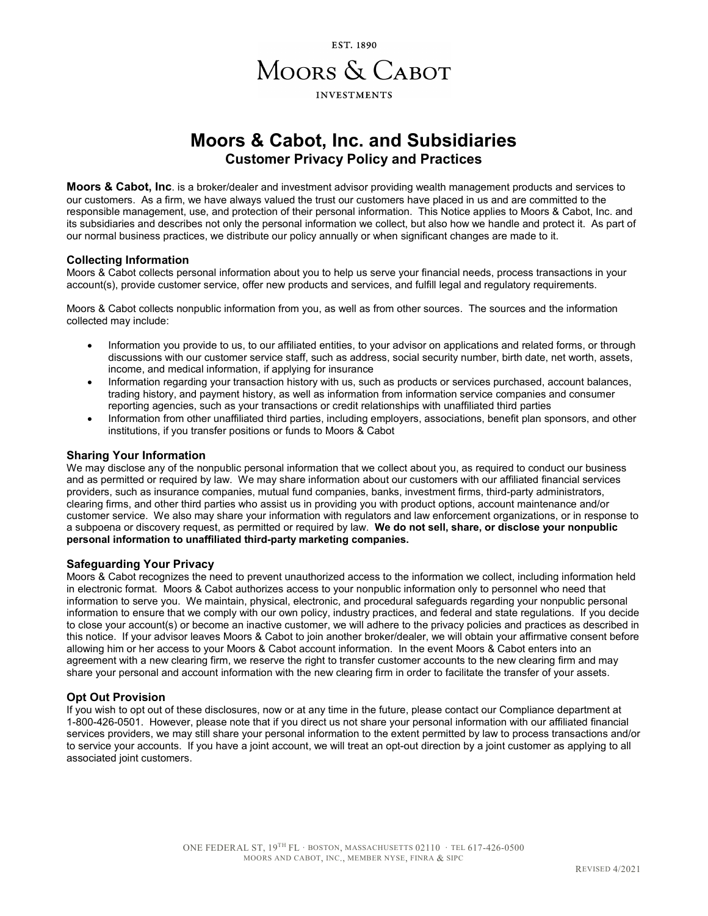EST. 1890

MOORS & CABOT

INVESTMENTS

# Moors & Cabot, Inc. and Subsidiaries

## Customer Privacy Policy and Practices

**Moors & Cabot, Inc**. is a broker/dealer and investment advisor providing wealth management products and services to our customers. As a firm, we have always valued the trust our customers have placed in us and are committed to the responsible management, use, and protection of their personal information. This Notice applies to Moors & Cabot, Inc. and its subsidiaries and describes not only the personal information we collect, but also how we handle and protect it. As part of our normal business practices, we distribute our policy annually or when significant changes are made to it.

### Collecting Information

Moors & Cabot collects personal information about you to help us serve your financial needs, process transactions in your account(s), provide customer service, offer new products and services, and fulfill legal and regulatory requirements.

Moors & Cabot collects nonpublic information from you, as well as from other sources. The sources and the information collected may include:

- Information you provide to us, to our affiliated entities, to your advisor on applications and related forms, or through discussions with our customer service staff, such as address, social security number, birth date, net worth, assets, income, and medical information, if applying for insurance
- Information regarding your transaction history with us, such as products or services purchased, account balances, trading history, and payment history, as well as information from information service companies and consumer reporting agencies, such as your transactions or credit relationships with unaffiliated third parties
- Information from other unaffiliated third parties, including employers, associations, benefit plan sponsors, and other institutions, if you transfer positions or funds to Moors & Cabot

### Sharing Your Information

We may disclose any of the nonpublic personal information that we collect about you, as required to conduct our business and as permitted or required by law. We may share information about our customers with our affiliated financial services providers, such as insurance companies, mutual fund companies, banks, investment firms, third-party administrators, clearing firms, and other third parties who assist us in providing you with product options, account maintenance and/or customer service. We also may share your information with regulators and law enforcement organizations, or in response to a subpoena or discovery request, as permitted or required by law. **We do not sell, share, or disclose your nonpublic personal information to unaffiliated third-party marketing companies.**

### Safeguarding Your Privacy

Moors & Cabot recognizes the need to prevent unauthorized access to the information we collect, including information held in electronic format. Moors & Cabot authorizes access to your nonpublic information only to personnel who need that information to serve you. We maintain, physical, electronic, and procedural safeguards regarding your nonpublic personal information to ensure that we comply with our own policy, industry practices, and federal and state regulations. If you decide to close your account(s) or become an inactive customer, we will adhere to the privacy policies and practices as described in this notice. If your advisor leaves Moors & Cabot to join another broker/dealer, we will obtain your affirmative consent before allowing him or her access to your Moors & Cabot account information. In the event Moors & Cabot enters into an agreement with a new clearing firm, we reserve the right to transfer customer accounts to the new clearing firm and may share your personal and account information with the new clearing firm in order to facilitate the transfer of your assets.

### Opt Out Provision

If you wish to opt out of these disclosures, now or at any time in the future, please contact our Compliance department at 1-800-426-0501. However, please note that if you direct us not share your personal information with our affiliated financial services providers, we may still share your personal information to the extent permitted by law to process transactions and/or to service your accounts. If you have a joint account, we will treat an opt-out direction by a joint customer as applying to all associated joint customers.

ONE FEDERAL ST, 19TH FL · BOSTON, MASSACHUSETTS 02110 · TEL 617-426-0500
MOORS AND CABOT, INC., MEMBER NYSE, FINRA & SIPC

REVISED 4/2021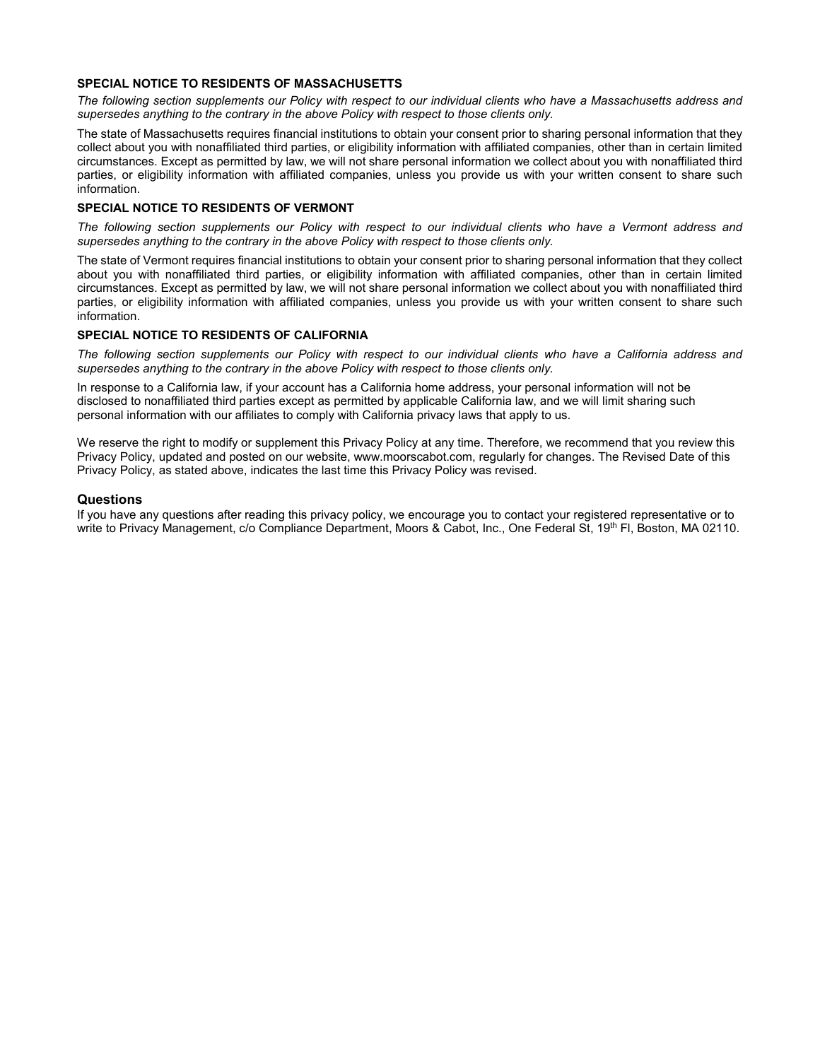**SPECIAL NOTICE TO RESIDENTS OF MASSACHUSETTS**

*The following section supplements our Policy with respect to our individual clients who have a Massachusetts address and supersedes anything to the contrary in the above Policy with respect to those clients only.*

The state of Massachusetts requires financial institutions to obtain your consent prior to sharing personal information that they collect about you with nonaffiliated third parties, or eligibility information with affiliated companies, other than in certain limited circumstances. Except as permitted by law, we will not share personal information we collect about you with nonaffiliated third parties, or eligibility information with affiliated companies, unless you provide us with your written consent to share such information.

**SPECIAL NOTICE TO RESIDENTS OF VERMONT**

*The following section supplements our Policy with respect to our individual clients who have a Vermont address and supersedes anything to the contrary in the above Policy with respect to those clients only.*

The state of Vermont requires financial institutions to obtain your consent prior to sharing personal information that they collect about you with nonaffiliated third parties, or eligibility information with affiliated companies, other than in certain limited circumstances. Except as permitted by law, we will not share personal information we collect about you with nonaffiliated third parties, or eligibility information with affiliated companies, unless you provide us with your written consent to share such information.

**SPECIAL NOTICE TO RESIDENTS OF CALIFORNIA**

*The following section supplements our Policy with respect to our individual clients who have a California address and supersedes anything to the contrary in the above Policy with respect to those clients only.*

In response to a California law, if your account has a California home address, your personal information will not be disclosed to nonaffiliated third parties except as permitted by applicable California law, and we will limit sharing such personal information with our affiliates to comply with California privacy laws that apply to us.

We reserve the right to modify or supplement this Privacy Policy at any time. Therefore, we recommend that you review this Privacy Policy, updated and posted on our website, www.moorscabot.com, regularly for changes. The Revised Date of this Privacy Policy, as stated above, indicates the last time this Privacy Policy was revised.

## Questions

If you have any questions after reading this privacy policy, we encourage you to contact your registered representative or to write to Privacy Management, c/o Compliance Department, Moors & Cabot, Inc., One Federal St, 19th Fl, Boston, MA 02110.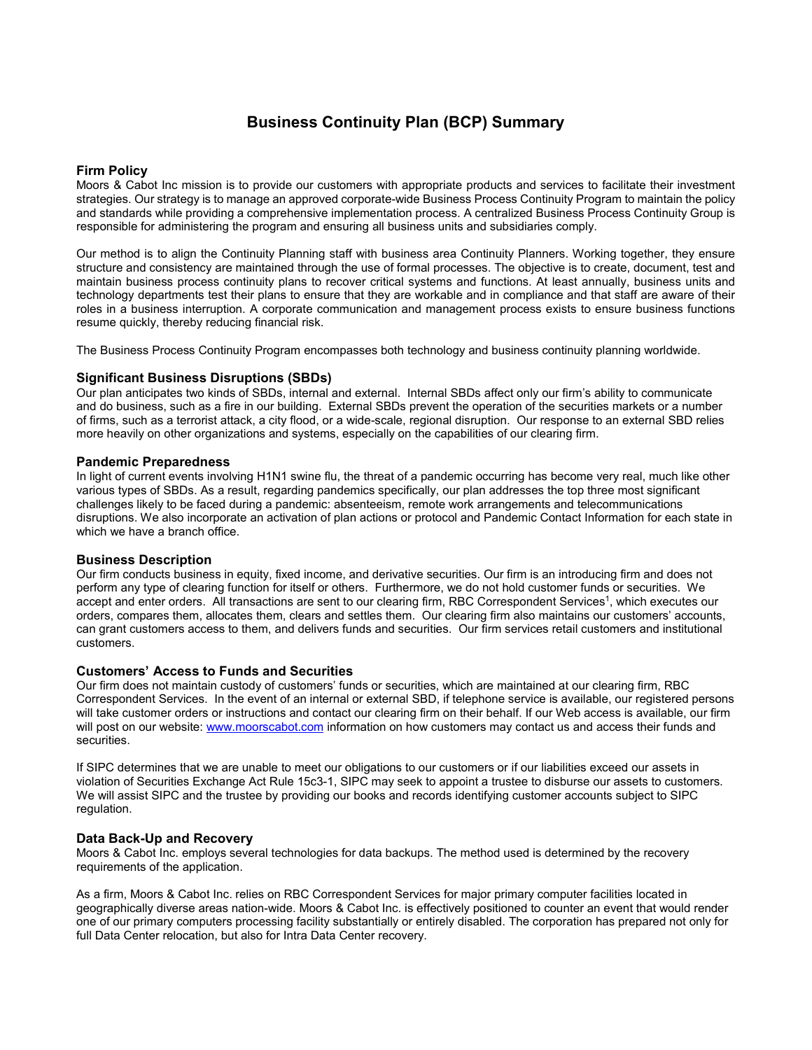# Business Continuity Plan (BCP) Summary

## Firm Policy

Moors & Cabot Inc mission is to provide our customers with appropriate products and services to facilitate their investment strategies. Our strategy is to manage an approved corporate-wide Business Process Continuity Program to maintain the policy and standards while providing a comprehensive implementation process. A centralized Business Process Continuity Group is responsible for administering the program and ensuring all business units and subsidiaries comply.

Our method is to align the Continuity Planning staff with business area Continuity Planners. Working together, they ensure structure and consistency are maintained through the use of formal processes. The objective is to create, document, test and maintain business process continuity plans to recover critical systems and functions. At least annually, business units and technology departments test their plans to ensure that they are workable and in compliance and that staff are aware of their roles in a business interruption. A corporate communication and management process exists to ensure business functions resume quickly, thereby reducing financial risk.

The Business Process Continuity Program encompasses both technology and business continuity planning worldwide.

## Significant Business Disruptions (SBDs)

Our plan anticipates two kinds of SBDs, internal and external. Internal SBDs affect only our firm's ability to communicate and do business, such as a fire in our building. External SBDs prevent the operation of the securities markets or a number of firms, such as a terrorist attack, a city flood, or a wide-scale, regional disruption. Our response to an external SBD relies more heavily on other organizations and systems, especially on the capabilities of our clearing firm.

## Pandemic Preparedness

In light of current events involving H1N1 swine flu, the threat of a pandemic occurring has become very real, much like other various types of SBDs. As a result, regarding pandemics specifically, our plan addresses the top three most significant challenges likely to be faced during a pandemic: absenteeism, remote work arrangements and telecommunications disruptions. We also incorporate an activation of plan actions or protocol and Pandemic Contact Information for each state in which we have a branch office.

## Business Description

Our firm conducts business in equity, fixed income, and derivative securities. Our firm is an introducing firm and does not perform any type of clearing function for itself or others. Furthermore, we do not hold customer funds or securities. We accept and enter orders. All transactions are sent to our clearing firm, RBC Correspondent Services[1], which executes our orders, compares them, allocates them, clears and settles them. Our clearing firm also maintains our customers' accounts, can grant customers access to them, and delivers funds and securities. Our firm services retail customers and institutional customers.

## Customers' Access to Funds and Securities

Our firm does not maintain custody of customers' funds or securities, which are maintained at our clearing firm, RBC Correspondent Services. In the event of an internal or external SBD, if telephone service is available, our registered persons will take customer orders or instructions and contact our clearing firm on their behalf. If our Web access is available, our firm will post on our website: www.moorscabot.com information on how customers may contact us and access their funds and securities.

If SIPC determines that we are unable to meet our obligations to our customers or if our liabilities exceed our assets in violation of Securities Exchange Act Rule 15c3-1, SIPC may seek to appoint a trustee to disburse our assets to customers. We will assist SIPC and the trustee by providing our books and records identifying customer accounts subject to SIPC regulation.

## Data Back-Up and Recovery

Moors & Cabot Inc. employs several technologies for data backups. The method used is determined by the recovery requirements of the application.

As a firm, Moors & Cabot Inc. relies on RBC Correspondent Services for major primary computer facilities located in geographically diverse areas nation-wide. Moors & Cabot Inc. is effectively positioned to counter an event that would render one of our primary computers processing facility substantially or entirely disabled. The corporation has prepared not only for full Data Center relocation, but also for Intra Data Center recovery.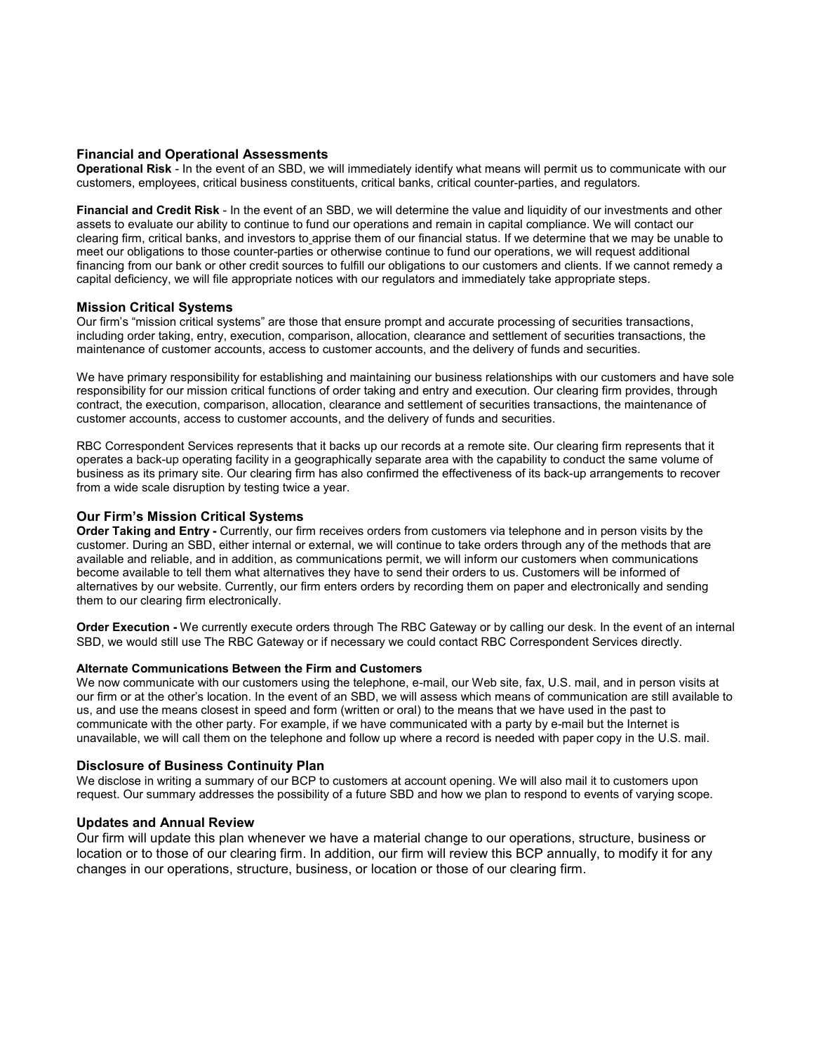## Financial and Operational Assessments

**Operational Risk** - In the event of an SBD, we will immediately identify what means will permit us to communicate with our customers, employees, critical business constituents, critical banks, critical counter-parties, and regulators.

**Financial and Credit Risk** - In the event of an SBD, we will determine the value and liquidity of our investments and other assets to evaluate our ability to continue to fund our operations and remain in capital compliance. We will contact our clearing firm, critical banks, and investors to apprise them of our financial status. If we determine that we may be unable to meet our obligations to those counter-parties or otherwise continue to fund our operations, we will request additional financing from our bank or other credit sources to fulfill our obligations to our customers and clients. If we cannot remedy a capital deficiency, we will file appropriate notices with our regulators and immediately take appropriate steps.

## Mission Critical Systems

Our firm's "mission critical systems" are those that ensure prompt and accurate processing of securities transactions, including order taking, entry, execution, comparison, allocation, clearance and settlement of securities transactions, the maintenance of customer accounts, access to customer accounts, and the delivery of funds and securities.

We have primary responsibility for establishing and maintaining our business relationships with our customers and have sole responsibility for our mission critical functions of order taking and entry and execution. Our clearing firm provides, through contract, the execution, comparison, allocation, clearance and settlement of securities transactions, the maintenance of customer accounts, access to customer accounts, and the delivery of funds and securities.

RBC Correspondent Services represents that it backs up our records at a remote site. Our clearing firm represents that it operates a back-up operating facility in a geographically separate area with the capability to conduct the same volume of business as its primary site. Our clearing firm has also confirmed the effectiveness of its back-up arrangements to recover from a wide scale disruption by testing twice a year.

## Our Firm's Mission Critical Systems

**Order Taking and Entry -** Currently, our firm receives orders from customers via telephone and in person visits by the customer. During an SBD, either internal or external, we will continue to take orders through any of the methods that are available and reliable, and in addition, as communications permit, we will inform our customers when communications become available to tell them what alternatives they have to send their orders to us. Customers will be informed of alternatives by our website. Currently, our firm enters orders by recording them on paper and electronically and sending them to our clearing firm electronically.

**Order Execution -** We currently execute orders through The RBC Gateway or by calling our desk. In the event of an internal SBD, we would still use The RBC Gateway or if necessary we could contact RBC Correspondent Services directly.

#### Alternate Communications Between the Firm and Customers

We now communicate with our customers using the telephone, e-mail, our Web site, fax, U.S. mail, and in person visits at our firm or at the other's location. In the event of an SBD, we will assess which means of communication are still available to us, and use the means closest in speed and form (written or oral) to the means that we have used in the past to communicate with the other party. For example, if we have communicated with a party by e-mail but the Internet is unavailable, we will call them on the telephone and follow up where a record is needed with paper copy in the U.S. mail.

## Disclosure of Business Continuity Plan

We disclose in writing a summary of our BCP to customers at account opening. We will also mail it to customers upon request. Our summary addresses the possibility of a future SBD and how we plan to respond to events of varying scope.

## Updates and Annual Review

Our firm will update this plan whenever we have a material change to our operations, structure, business or location or to those of our clearing firm. In addition, our firm will review this BCP annually, to modify it for any changes in our operations, structure, business, or location or those of our clearing firm.